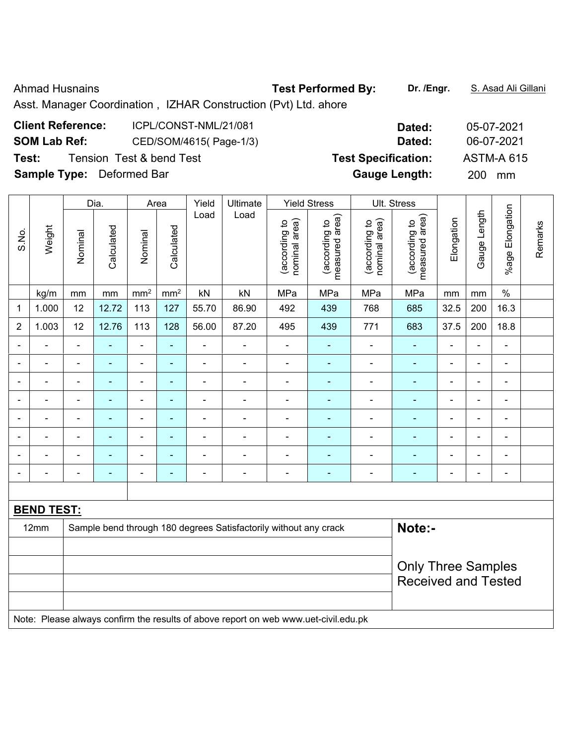Ahmad Husnains **Test Performed By:** **Dr. /Engr.** S. Asad Ali Gillani

Asst. Manager Coordination , IZHAR Construction (Pvt) Ltd. ahore

**Client Reference:** ICPL/CONST-NML/21/081 **Dated:** 05-07-2021

**SOM Lab Ref:** CED/SOM/4615( Page-1/3) **Dated:** 06-07-2021

**Test:** Tension Test & bend Test **Test Specification:** ASTM-A 615

**Sample Type:** Deformed Bar **Gauge Length:** 200 mm

| S.No. | Weight | Dia. | | Area | | Yield Load | Ultimate Load | Yield Stress | | Ult. Stress | | Elongation | Gauge Length | %age Elongation | Remarks |
|---|---|---|---|---|---|---|---|---|---|---|---|---|---|---|---|
| | | Nominal | Calculated | Nominal | Calculated | | | (according to nominal area) | (according to measured area) | (according to nominal area) | (according to measured area) | | | | |
| | kg/m | mm | mm | mm² | mm² | kN | kN | MPa | MPa | MPa | MPa | mm | mm | % | |
| 1 | 1.000 | 12 | 12.72 | 113 | 127 | 55.70 | 86.90 | 492 | 439 | 768 | 685 | 32.5 | 200 | 16.3 | |
| 2 | 1.003 | 12 | 12.76 | 113 | 128 | 56.00 | 87.20 | 495 | 439 | 771 | 683 | 37.5 | 200 | 18.8 | |
| - | - | - | - | - | - | - | - | - | - | - | - | - | - | - | |
| - | - | - | - | - | - | - | - | - | - | - | - | - | - | - | |
| - | - | - | - | - | - | - | - | - | - | - | - | - | - | - | |
| - | - | - | - | - | - | - | - | - | - | - | - | - | - | - | |
| - | - | - | - | - | - | - | - | - | - | - | - | - | - | - | |
| - | - | - | - | - | - | - | - | - | - | - | - | - | - | - | |
| - | - | - | - | - | - | - | - | - | - | - | - | - | - | - | |
| - | - | - | - | - | - | - | - | - | - | - | - | - | - | - | |

**BEND TEST:**

| | | |
|---|---|---|
| 12mm | Sample bend through 180 degrees Satisfactorily without any crack | **Note:-** Only Three Samples Received and Tested |

Note: Please always confirm the results of above report on web www.uet-civil.edu.pk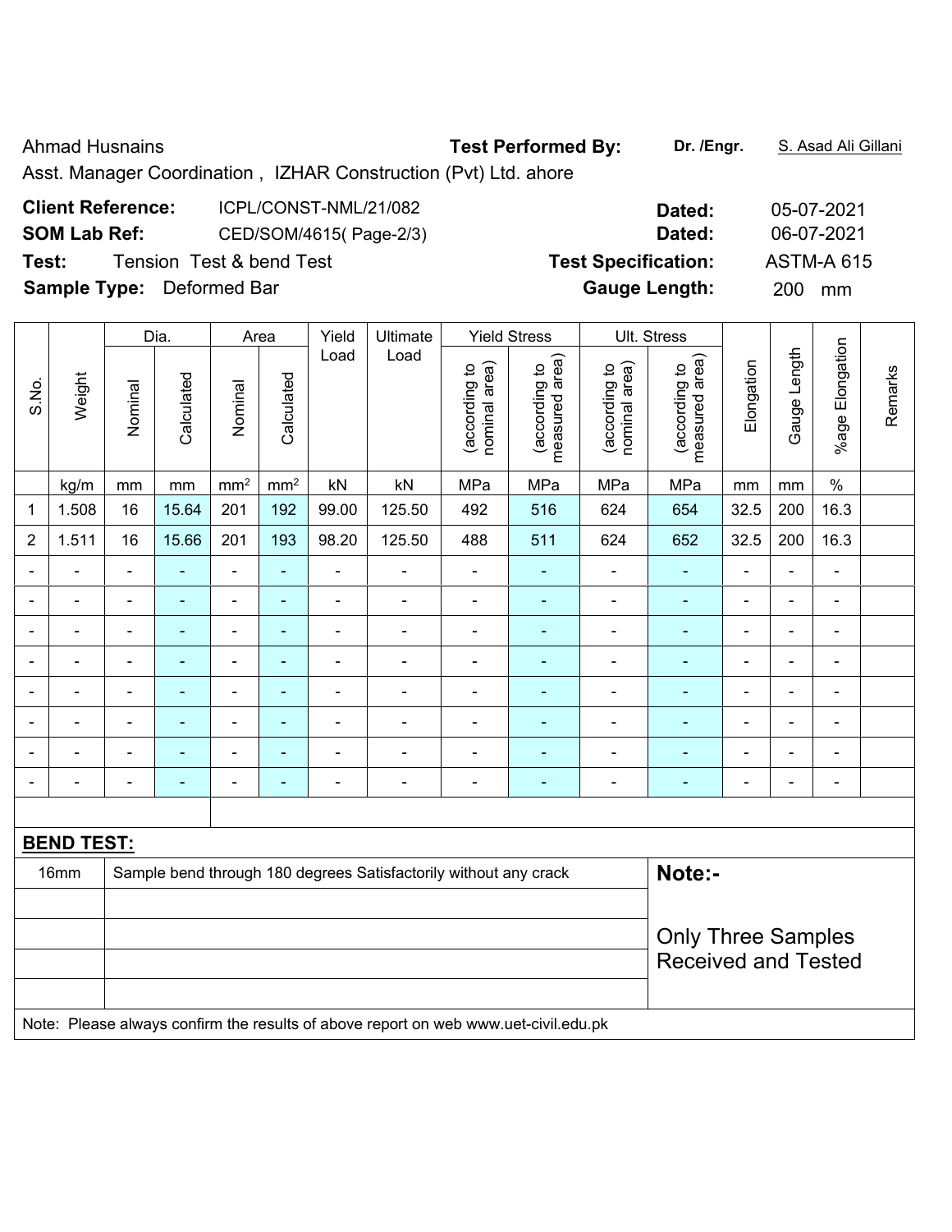Ahmad Husnains **Test Performed By:** **Dr. /Engr.** S. Asad Ali Gillani

Asst. Manager Coordination , IZHAR Construction (Pvt) Ltd. ahore

**Client Reference:** ICPL/CONST-NML/21/082 **Dated:** 05-07-2021

**SOM Lab Ref:** CED/SOM/4615( Page-2/3) **Dated:** 06-07-2021

**Test:** Tension Test & bend Test **Test Specification:** ASTM-A 615

**Sample Type:** Deformed Bar **Gauge Length:** 200 mm

| S.No. | Weight | Dia. | | Area | | Yield Load | Ultimate Load | Yield Stress | | Ult. Stress | | Elongation | Gauge Length | %age Elongation | Remarks |
|---|---|---|---|---|---|---|---|---|---|---|---|---|---|---|---|
| | | Nominal | Calculated | Nominal | Calculated | | | (according to nominal area) | (according to measured area) | (according to nominal area) | (according to measured area) | | | | |
| | kg/m | mm | mm | mm² | mm² | kN | kN | MPa | MPa | MPa | MPa | mm | mm | % | |
| 1 | 1.508 | 16 | 15.64 | 201 | 192 | 99.00 | 125.50 | 492 | 516 | 624 | 654 | 32.5 | 200 | 16.3 | |
| 2 | 1.511 | 16 | 15.66 | 201 | 193 | 98.20 | 125.50 | 488 | 511 | 624 | 652 | 32.5 | 200 | 16.3 | |
| - | - | - | - | - | - | - | - | - | - | - | - | - | - | - | |
| - | - | - | - | - | - | - | - | - | - | - | - | - | - | - | |
| - | - | - | - | - | - | - | - | - | - | - | - | - | - | - | |
| - | - | - | - | - | - | - | - | - | - | - | - | - | - | - | |
| - | - | - | - | - | - | - | - | - | - | - | - | - | - | - | |
| - | - | - | - | - | - | - | - | - | - | - | - | - | - | - | |
| - | - | - | - | - | - | - | - | - | - | - | - | - | - | - | |
| - | - | - | - | - | - | - | - | - | - | - | - | - | - | - | |

**BEND TEST:**

| | | |
|---|---|---|
| 16mm | Sample bend through 180 degrees Satisfactorily without any crack | **Note:-** |
| | | Only Three Samples Received and Tested |

Note: Please always confirm the results of above report on web www.uet-civil.edu.pk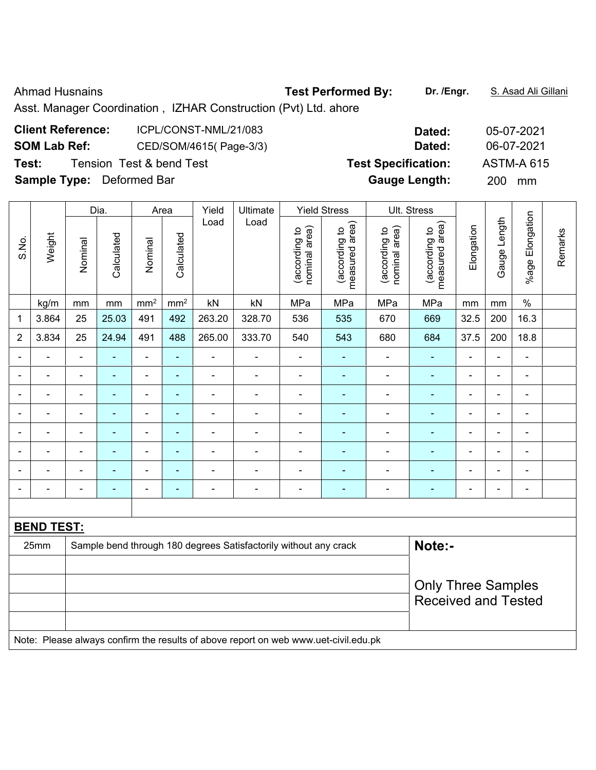Ahmad Husnains **Test Performed By:** **Dr. /Engr.** S. Asad Ali Gillani

Asst. Manager Coordination , IZHAR Construction (Pvt) Ltd. ahore

**Client Reference:** ICPL/CONST-NML/21/083 **Dated:** 05-07-2021

**SOM Lab Ref:** CED/SOM/4615( Page-3/3) **Dated:** 06-07-2021

**Test:** Tension Test & bend Test **Test Specification:** ASTM-A 615

**Sample Type:** Deformed Bar **Gauge Length:** 200 mm

| S.No. | Weight | Dia. | | Area | | Yield Load | Ultimate Load | Yield Stress | | Ult. Stress | | Elongation | Gauge Length | %age Elongation | Remarks |
|---|---|---|---|---|---|---|---|---|---|---|---|---|---|---|---|
| | | Nominal | Calculated | Nominal | Calculated | | | (according to nominal area) | (according to measured area) | (according to nominal area) | (according to measured area) | | | | |
| | kg/m | mm | mm | mm$^2$ | mm$^2$ | kN | kN | MPa | MPa | MPa | MPa | mm | mm | % | |
| 1 | 3.864 | 25 | 25.03 | 491 | 492 | 263.20 | 328.70 | 536 | 535 | 670 | 669 | 32.5 | 200 | 16.3 | |
| 2 | 3.834 | 25 | 24.94 | 491 | 488 | 265.00 | 333.70 | 540 | 543 | 680 | 684 | 37.5 | 200 | 18.8 | |
| - | - | - | - | - | - | - | - | - | - | - | - | - | - | - | |
| - | - | - | - | - | - | - | - | - | - | - | - | - | - | - | |
| - | - | - | - | - | - | - | - | - | - | - | - | - | - | - | |
| - | - | - | - | - | - | - | - | - | - | - | - | - | - | - | |
| - | - | - | - | - | - | - | - | - | - | - | - | - | - | - | |
| - | - | - | - | - | - | - | - | - | - | - | - | - | - | - | |
| - | - | - | - | - | - | - | - | - | - | - | - | - | - | - | |
| - | - | - | - | - | - | - | - | - | - | - | - | - | - | - | |

**BEND TEST:**

| | | |
|---|---|---|
| 25mm | Sample bend through 180 degrees Satisfactorily without any crack | **Note:-** |
| | | Only Three Samples Received and Tested |

Note: Please always confirm the results of above report on web www.uet-civil.edu.pk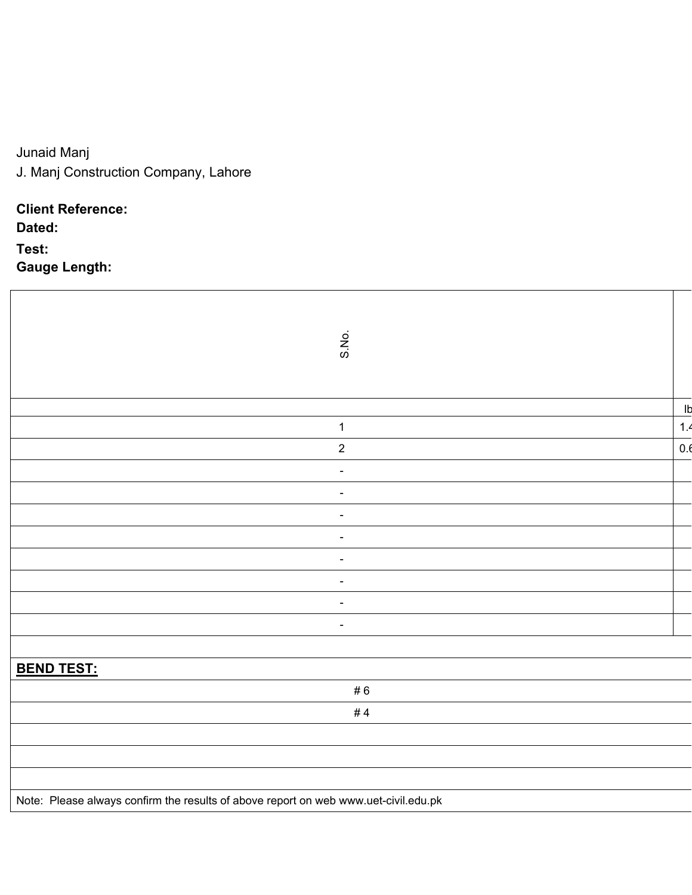Junaid Manj

J. Manj Construction Company, Lahore

**Client Reference:**

**Dated:**

**Test:**

**Gauge Length:**

| S.No. | |
|---|---|
| | lb |
| 1 | 1.4 |
| 2 | 0.6 |
| - | |
| - | |
| - | |
| - | |
| - | |
| - | |
| - | |
| - | |

**BEND TEST:**

| |
|---|
| # 6 |
| # 4 |

Note: Please always confirm the results of above report on web www.uet-civil.edu.pk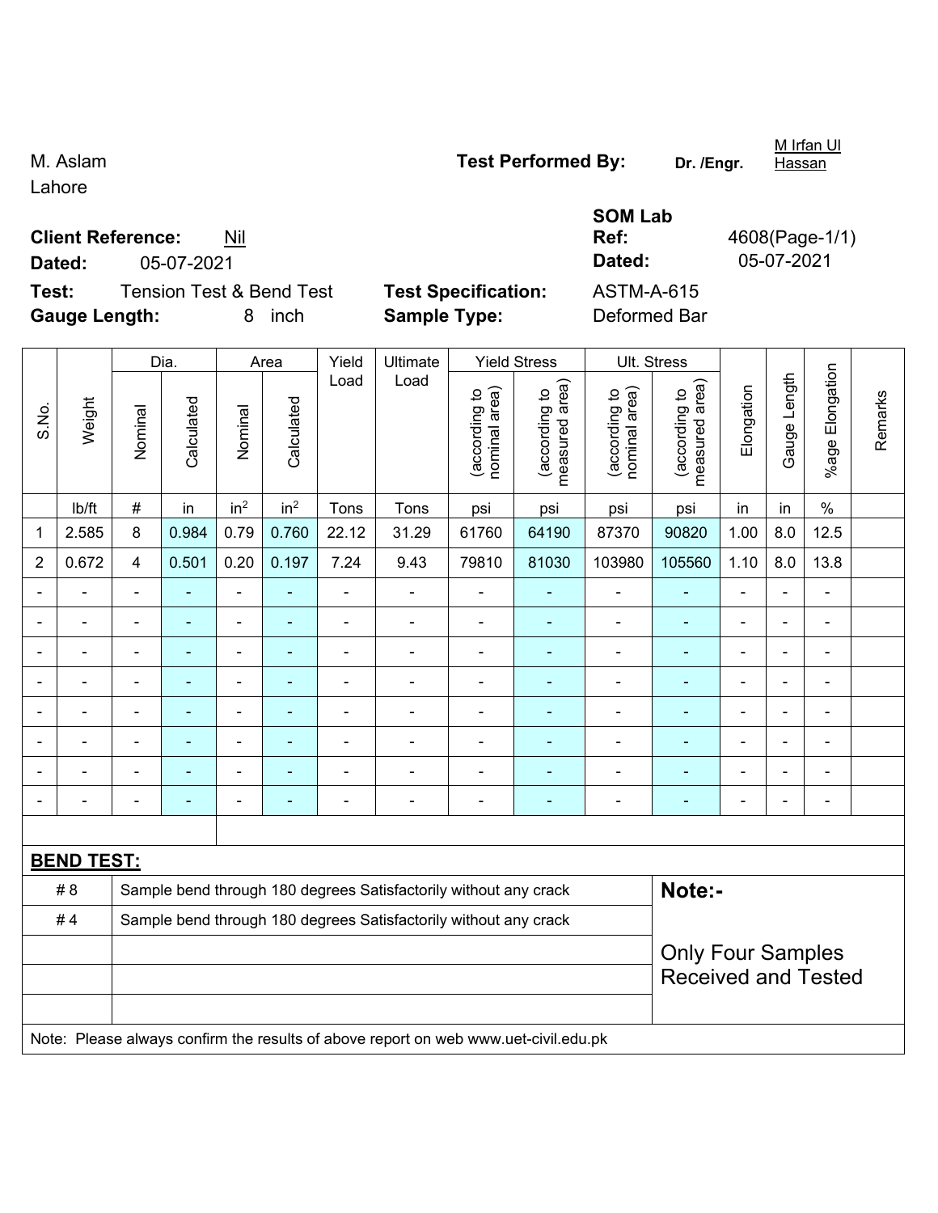M. Aslam
Lahore

**Test Performed By:** Dr. /Engr. M Irfan Ul Hassan

**Client Reference:** Nil
**Dated:** 05-07-2021

**SOM Lab Ref:** 4608(Page-1/1)
**Dated:** 05-07-2021

**Test:** Tension Test & Bend Test
**Gauge Length:** 8 inch

**Test Specification:** ASTM-A-615
**Sample Type:** Deformed Bar

| S.No. | Weight | Dia. | | Area | | Yield Load | Ultimate Load | Yield Stress | | Ult. Stress | | Elongation | Gauge Length | %age Elongation | Remarks |
|---|---|---|---|---|---|---|---|---|---|---|---|---|---|---|---|
| | | Nominal | Calculated | Nominal | Calculated | | | (according to nominal area) | (according to measured area) | (according to nominal area) | (according to measured area) | | | | |
| | lb/ft | # | in | $in^2$ | $in^2$ | Tons | Tons | psi | psi | psi | psi | in | in | % | |
| 1 | 2.585 | 8 | 0.984 | 0.79 | 0.760 | 22.12 | 31.29 | 61760 | 64190 | 87370 | 90820 | 1.00 | 8.0 | 12.5 | |
| 2 | 0.672 | 4 | 0.501 | 0.20 | 0.197 | 7.24 | 9.43 | 79810 | 81030 | 103980 | 105560 | 1.10 | 8.0 | 13.8 | |
| - | - | - | - | - | - | - | - | - | - | - | - | - | - | - | |
| - | - | - | - | - | - | - | - | - | - | - | - | - | - | - | |
| - | - | - | - | - | - | - | - | - | - | - | - | - | - | - | |
| - | - | - | - | - | - | - | - | - | - | - | - | - | - | - | |
| - | - | - | - | - | - | - | - | - | - | - | - | - | - | - | |
| - | - | - | - | - | - | - | - | - | - | - | - | - | - | - | |
| - | - | - | - | - | - | - | - | - | - | - | - | - | - | - | |
| - | - | - | - | - | - | - | - | - | - | - | - | - | - | - | |

**BEND TEST:**

| | | Note:- |
|---|---|---|
| # 8 | Sample bend through 180 degrees Satisfactorily without any crack | |
| # 4 | Sample bend through 180 degrees Satisfactorily without any crack | Only Four Samples Received and Tested |

Note: Please always confirm the results of above report on web www.uet-civil.edu.pk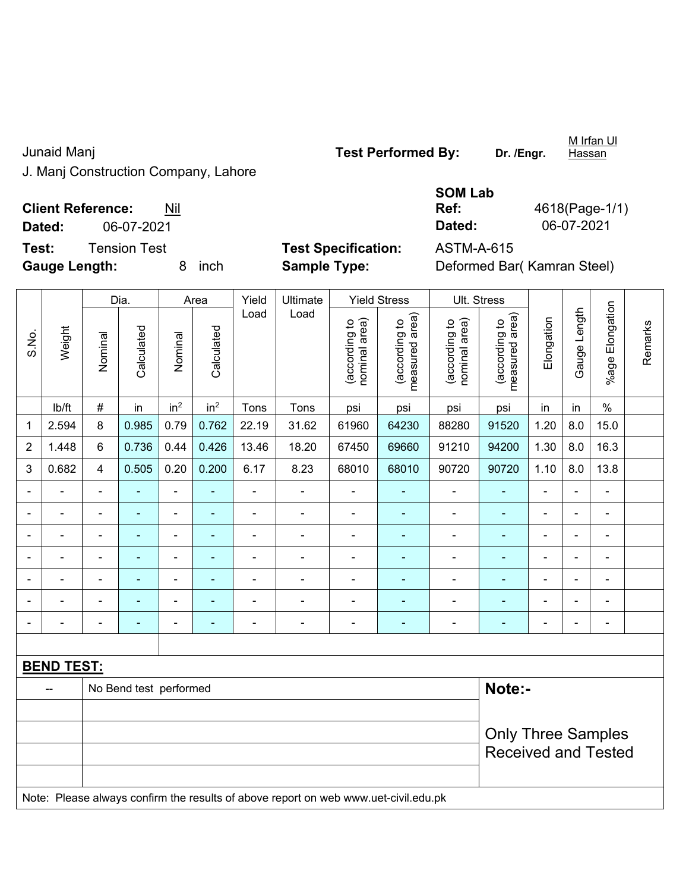Junaid Manj

J. Manj Construction Company, Lahore

**Test Performed By:** **Dr. /Engr.** M Irfan Ul Hassan

**Client Reference:** Nil

**Dated:** 06-07-2021

**SOM Lab Ref:** 4618(Page-1/1)

**Dated:** 06-07-2021

**Test:** Tension Test

**Test Specification:** ASTM-A-615

**Gauge Length:** 8 inch

**Sample Type:** Deformed Bar( Kamran Steel)

| S.No. | Weight | Dia. | | Area | | Yield Load | Ultimate Load | Yield Stress | | Ult. Stress | | Elongation | Gauge Length | %age Elongation | Remarks |
|---|---|---|---|---|---|---|---|---|---|---|---|---|---|---|---|
| | | Nominal | Calculated | Nominal | Calculated | | | (according to nominal area) | (according to measured area) | (according to nominal area) | (according to measured area) | | | | |
| | lb/ft | # | in | $in^2$ | $in^2$ | Tons | Tons | psi | psi | psi | psi | in | in | % | |
| 1 | 2.594 | 8 | 0.985 | 0.79 | 0.762 | 22.19 | 31.62 | 61960 | 64230 | 88280 | 91520 | 1.20 | 8.0 | 15.0 | |
| 2 | 1.448 | 6 | 0.736 | 0.44 | 0.426 | 13.46 | 18.20 | 67450 | 69660 | 91210 | 94200 | 1.30 | 8.0 | 16.3 | |
| 3 | 0.682 | 4 | 0.505 | 0.20 | 0.200 | 6.17 | 8.23 | 68010 | 68010 | 90720 | 90720 | 1.10 | 8.0 | 13.8 | |
| - | - | - | - | - | - | - | - | - | - | - | - | - | - | - | |
| - | - | - | - | - | - | - | - | - | - | - | - | - | - | - | |
| - | - | - | - | - | - | - | - | - | - | - | - | - | - | - | |
| - | - | - | - | - | - | - | - | - | - | - | - | - | - | - | |
| - | - | - | - | - | - | - | - | - | - | - | - | - | - | - | |
| - | - | - | - | - | - | - | - | - | - | - | - | - | - | - | |
| - | - | - | - | - | - | - | - | - | - | - | - | - | - | - | |

**BEND TEST:**

| | | |
|---|---|---|
| -- | No Bend test performed | **Note:-** Only Three Samples Received and Tested |

Note: Please always confirm the results of above report on web www.uet-civil.edu.pk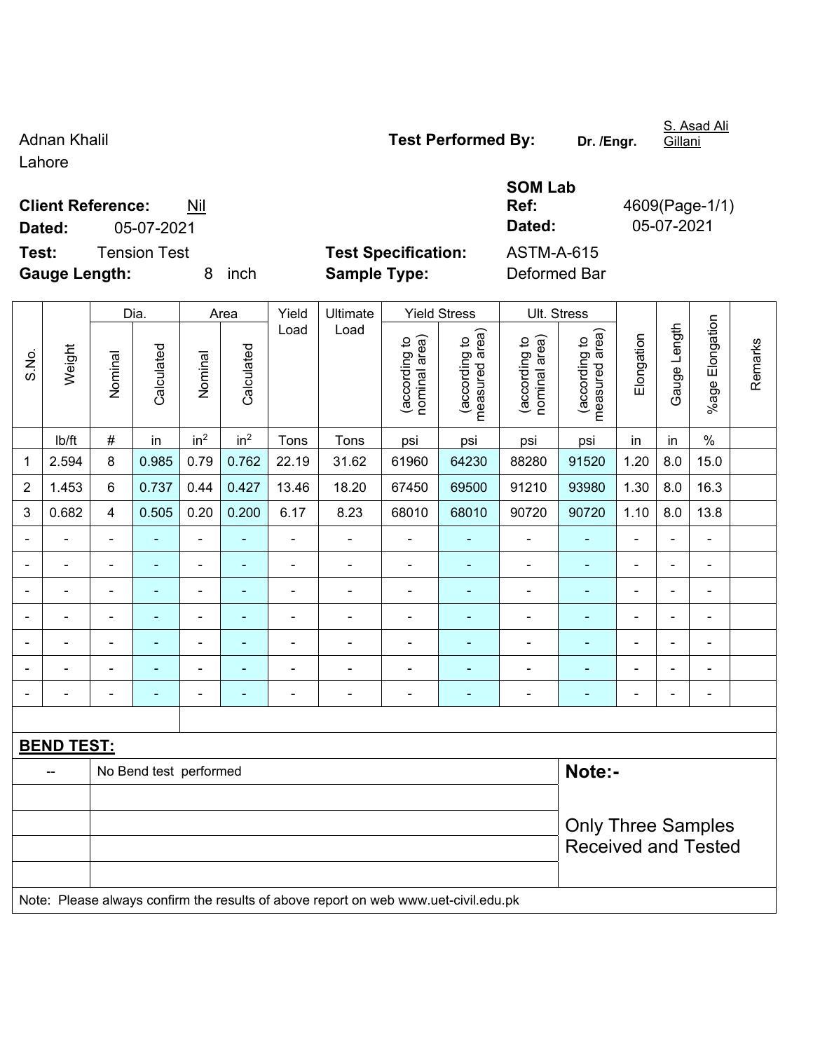Adnan Khalil
Lahore

**Test Performed By:** **Dr. /Engr.** S. Asad Ali Gillani

**Client Reference:** Nil

**Dated:** 05-07-2021

**SOM Lab Ref:** 4609(Page-1/1)

**Dated:** 05-07-2021

**Test:** Tension Test

**Test Specification:** ASTM-A-615

**Gauge Length:** 8 inch

**Sample Type:** Deformed Bar

| S.No. | Weight | Dia. | | Area | | Yield Load | Ultimate Load | Yield Stress | | Ult. Stress | | Elongation | Gauge Length | %age Elongation | Remarks |
|---|---|---|---|---|---|---|---|---|---|---|---|---|---|---|---|
| | | Nominal | Calculated | Nominal | Calculated | | | (according to nominal area) | (according to measured area) | (according to nominal area) | (according to measured area) | | | | |
| | lb/ft | # | in | in$^2$ | in$^2$ | Tons | Tons | psi | psi | psi | psi | in | in | % | |
| 1 | 2.594 | 8 | 0.985 | 0.79 | 0.762 | 22.19 | 31.62 | 61960 | 64230 | 88280 | 91520 | 1.20 | 8.0 | 15.0 | |
| 2 | 1.453 | 6 | 0.737 | 0.44 | 0.427 | 13.46 | 18.20 | 67450 | 69500 | 91210 | 93980 | 1.30 | 8.0 | 16.3 | |
| 3 | 0.682 | 4 | 0.505 | 0.20 | 0.200 | 6.17 | 8.23 | 68010 | 68010 | 90720 | 90720 | 1.10 | 8.0 | 13.8 | |
| - | - | - | - | - | - | - | - | - | - | - | - | - | - | - | |
| - | - | - | - | - | - | - | - | - | - | - | - | - | - | - | |
| - | - | - | - | - | - | - | - | - | - | - | - | - | - | - | |
| - | - | - | - | - | - | - | - | - | - | - | - | - | - | - | |
| - | - | - | - | - | - | - | - | - | - | - | - | - | - | - | |
| - | - | - | - | - | - | - | - | - | - | - | - | - | - | - | |
| - | - | - | - | - | - | - | - | - | - | - | - | - | - | - | |

**BEND TEST:**

| | | |
|---|---|---|
| -- | No Bend test performed | **Note:-** |
| | | Only Three Samples Received and Tested |

Note: Please always confirm the results of above report on web www.uet-civil.edu.pk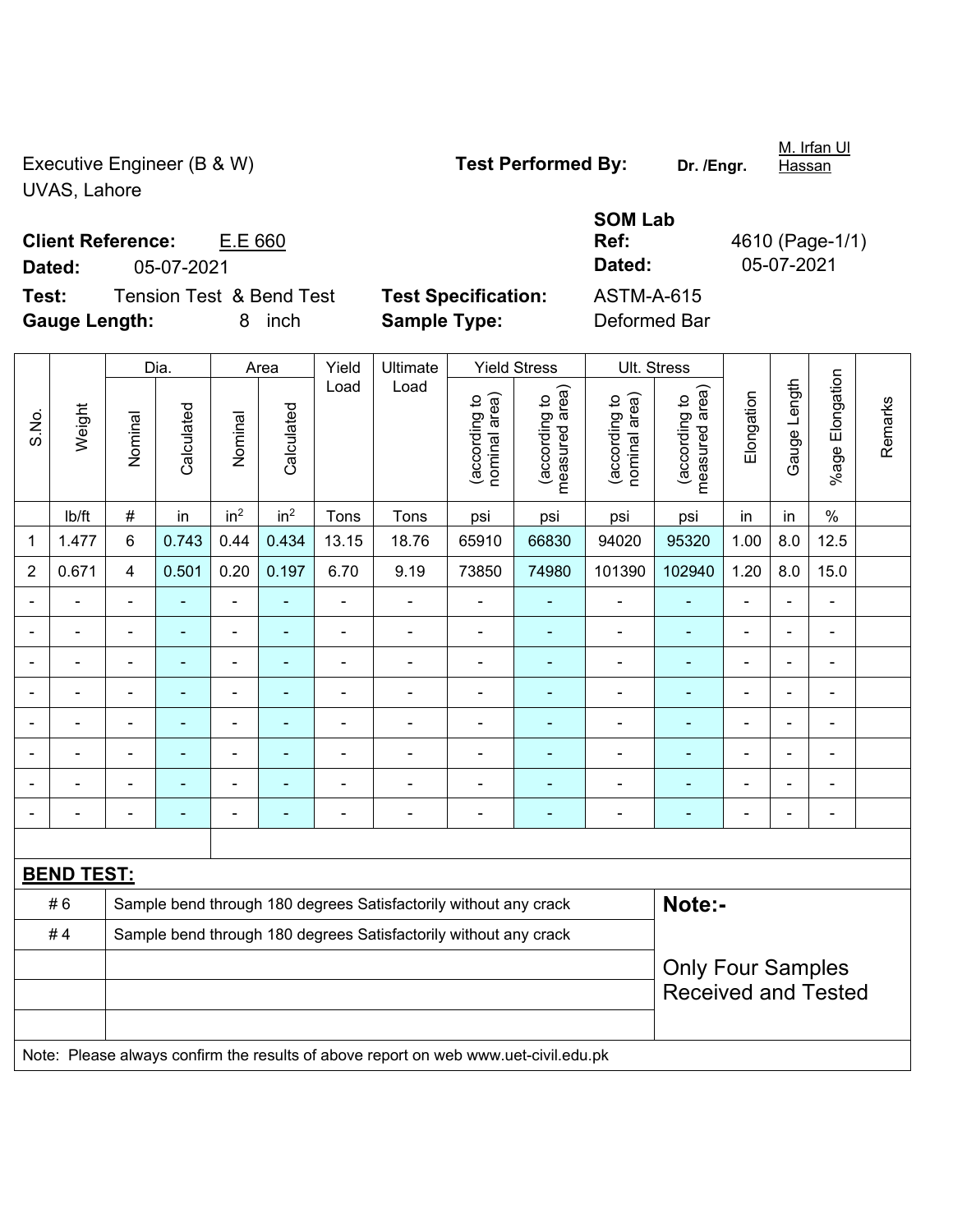Executive Engineer (B & W)
UVAS, Lahore

**Test Performed By:** **Dr. /Engr.** M. Irfan Ul Hassan

**Client Reference:** E.E 660
**Dated:** 05-07-2021

**SOM Lab Ref:** 4610 (Page-1/1)
**Dated:** 05-07-2021

**Test:** Tension Test & Bend Test
**Gauge Length:** 8 inch

**Test Specification:** ASTM-A-615
**Sample Type:** Deformed Bar

| S.No. | Weight | Dia. | | Area | | Yield Load | Ultimate Load | Yield Stress | | Ult. Stress | | Elongation | Gauge Length | %age Elongation | Remarks |
|---|---|---|---|---|---|---|---|---|---|---|---|---|---|---|---|
| | | Nominal | Calculated | Nominal | Calculated | | | (according to nominal area) | (according to measured area) | (according to nominal area) | (according to measured area) | | | | |
| | lb/ft | # | in | in$^2$ | in$^2$ | Tons | Tons | psi | psi | psi | psi | in | in | % | |
| 1 | 1.477 | 6 | 0.743 | 0.44 | 0.434 | 13.15 | 18.76 | 65910 | 66830 | 94020 | 95320 | 1.00 | 8.0 | 12.5 | |
| 2 | 0.671 | 4 | 0.501 | 0.20 | 0.197 | 6.70 | 9.19 | 73850 | 74980 | 101390 | 102940 | 1.20 | 8.0 | 15.0 | |
| - | - | - | - | - | - | - | - | - | - | - | - | - | - | - | |
| - | - | - | - | - | - | - | - | - | - | - | - | - | - | - | |
| - | - | - | - | - | - | - | - | - | - | - | - | - | - | - | |
| - | - | - | - | - | - | - | - | - | - | - | - | - | - | - | |
| - | - | - | - | - | - | - | - | - | - | - | - | - | - | - | |
| - | - | - | - | - | - | - | - | - | - | - | - | - | - | - | |
| - | - | - | - | - | - | - | - | - | - | - | - | - | - | - | |
| - | - | - | - | - | - | - | - | - | - | - | - | - | - | - | |

**BEND TEST:**

| | | |
|---|---|---|
| # 6 | Sample bend through 180 degrees Satisfactorily without any crack | **Note:-** |
| # 4 | Sample bend through 180 degrees Satisfactorily without any crack | |
| | | Only Four Samples Received and Tested |

Note: Please always confirm the results of above report on web www.uet-civil.edu.pk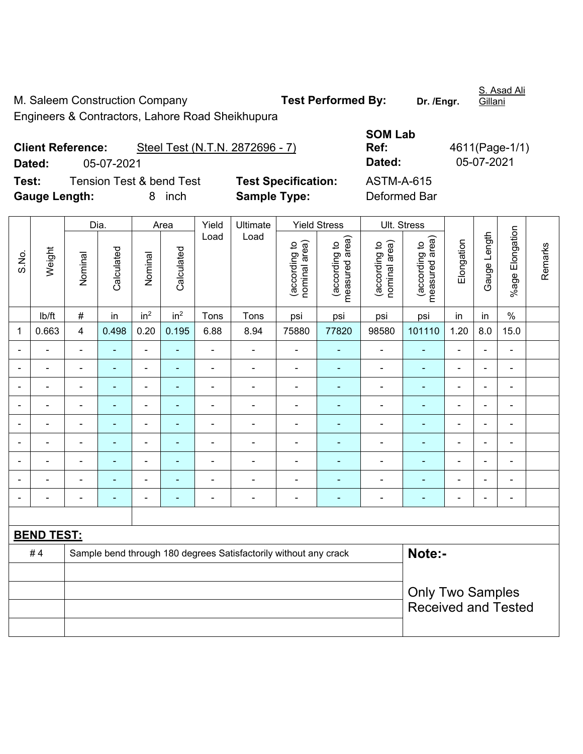M. Saleem Construction Company

Engineers & Contractors, Lahore Road Sheikhupura

**Test Performed By:** **Dr. /Engr.** S. Asad Ali Gillani

**Client Reference:** Steel Test (N.T.N. 2872696 - 7)

**Dated:** 05-07-2021

**SOM Lab Ref:** 4611(Page-1/1)

**Dated:** 05-07-2021

**Test:** Tension Test & bend Test

**Test Specification:** ASTM-A-615

**Gauge Length:** 8 inch

**Sample Type:** Deformed Bar

| S.No. | Weight | Dia. | | Area | | Yield Load | Ultimate Load | Yield Stress | | Ult. Stress | | Elongation | Gauge Length | %age Elongation | Remarks |
|---|---|---|---|---|---|---|---|---|---|---|---|---|---|---|---|
| | | Nominal | Calculated | Nominal | Calculated | | | (according to nominal area) | (according to measured area) | (according to nominal area) | (according to measured area) | | | | |
| | lb/ft | # | in | in² | in² | Tons | Tons | psi | psi | psi | psi | in | in | % | |
| 1 | 0.663 | 4 | 0.498 | 0.20 | 0.195 | 6.88 | 8.94 | 75880 | 77820 | 98580 | 101110 | 1.20 | 8.0 | 15.0 | |
| - | - | - | - | - | - | - | - | - | - | - | - | - | - | - | |
| - | - | - | - | - | - | - | - | - | - | - | - | - | - | - | |
| - | - | - | - | - | - | - | - | - | - | - | - | - | - | - | |
| - | - | - | - | - | - | - | - | - | - | - | - | - | - | - | |
| - | - | - | - | - | - | - | - | - | - | - | - | - | - | - | |
| - | - | - | - | - | - | - | - | - | - | - | - | - | - | - | |
| - | - | - | - | - | - | - | - | - | - | - | - | - | - | - | |
| - | - | - | - | - | - | - | - | - | - | - | - | - | - | - | |
| - | - | - | - | - | - | - | - | - | - | - | - | - | - | - | |

**BEND TEST:**

| | | |
|---|---|---|
| # 4 | Sample bend through 180 degrees Satisfactorily without any crack | **Note:-** |
| | | Only Two Samples Received and Tested |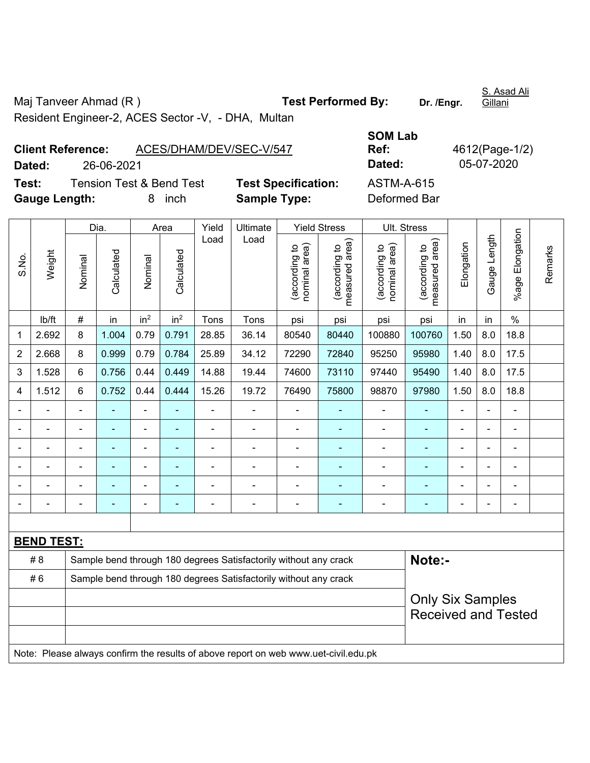Maj Tanveer Ahmad (R ) **Test Performed By:** **Dr. /Engr.** S. Asad Ali Gillani

Resident Engineer-2, ACES Sector -V, - DHA, Multan

**Client Reference:** ACES/DHAM/DEV/SEC-V/547

**Dated:** 26-06-2021

**SOM Lab Ref:** 4612(Page-1/2)

**Dated:** 05-07-2020

**Test:** Tension Test & Bend Test **Test Specification:** ASTM-A-615

**Gauge Length:** 8 inch **Sample Type:** Deformed Bar

| S.No. | Weight | Dia. | | Area | | Yield Load | Ultimate Load | Yield Stress | | Ult. Stress | | Elongation | Gauge Length | %age Elongation | Remarks |
|---|---|---|---|---|---|---|---|---|---|---|---|---|---|---|---|
| | | Nominal | Calculated | Nominal | Calculated | | | (according to nominal area) | (according to measured area) | (according to nominal area) | (according to measured area) | | | | |
| | lb/ft | # | in | in² | in² | Tons | Tons | psi | psi | psi | psi | in | in | % | |
| 1 | 2.692 | 8 | 1.004 | 0.79 | 0.791 | 28.85 | 36.14 | 80540 | 80440 | 100880 | 100760 | 1.50 | 8.0 | 18.8 | |
| 2 | 2.668 | 8 | 0.999 | 0.79 | 0.784 | 25.89 | 34.12 | 72290 | 72840 | 95250 | 95980 | 1.40 | 8.0 | 17.5 | |
| 3 | 1.528 | 6 | 0.756 | 0.44 | 0.449 | 14.88 | 19.44 | 74600 | 73110 | 97440 | 95490 | 1.40 | 8.0 | 17.5 | |
| 4 | 1.512 | 6 | 0.752 | 0.44 | 0.444 | 15.26 | 19.72 | 76490 | 75800 | 98870 | 97980 | 1.50 | 8.0 | 18.8 | |
| - | - | - | - | - | - | - | - | - | - | - | - | - | - | - | |
| - | - | - | - | - | - | - | - | - | - | - | - | - | - | - | |
| - | - | - | - | - | - | - | - | - | - | - | - | - | - | - | |
| - | - | - | - | - | - | - | - | - | - | - | - | - | - | - | |
| - | - | - | - | - | - | - | - | - | - | - | - | - | - | - | |
| - | - | - | - | - | - | - | - | - | - | - | - | - | - | - | |

**BEND TEST:**

| | | |
|---|---|---|
| # 8 | Sample bend through 180 degrees Satisfactorily without any crack | **Note:-** |
| # 6 | Sample bend through 180 degrees Satisfactorily without any crack | Only Six Samples Received and Tested |

Note: Please always confirm the results of above report on web www.uet-civil.edu.pk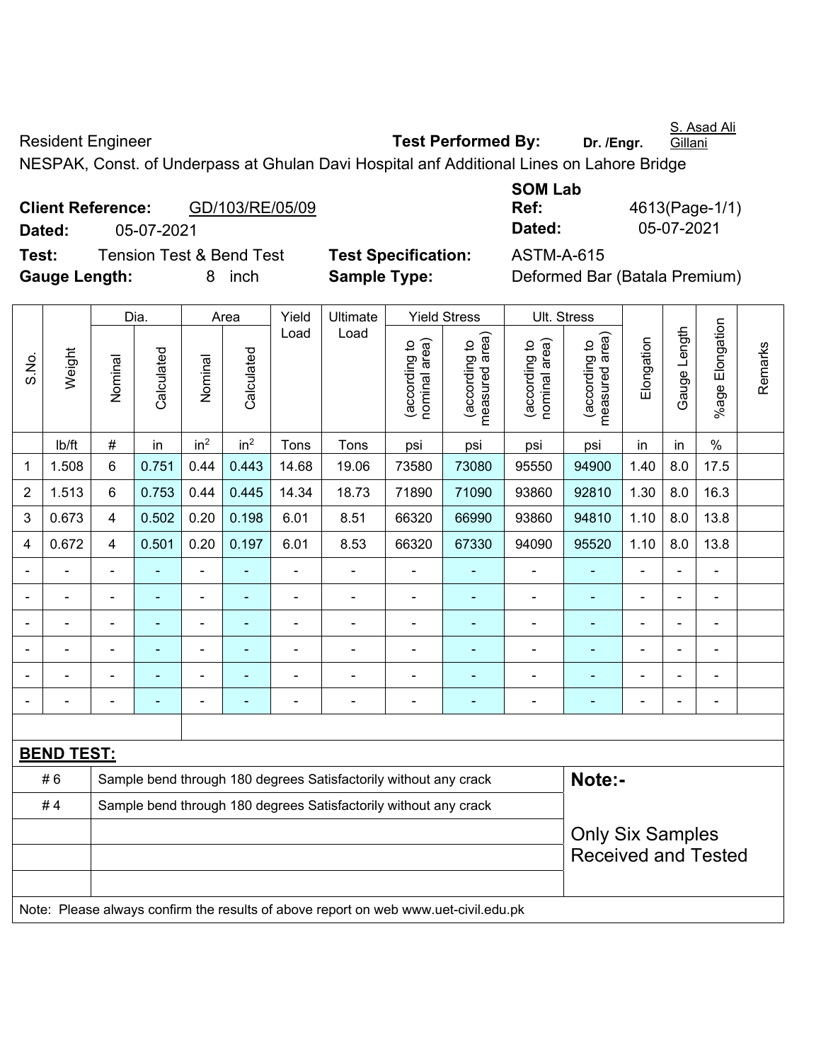Resident Engineer **Test Performed By:** **Dr. /Engr.** S. Asad Ali Gillani

NESPAK, Const. of Underpass at Ghulan Davi Hospital anf Additional Lines on Lahore Bridge

**Client Reference:** GD/103/RE/05/09 **SOM Lab Ref:** 4613(Page-1/1)

**Dated:** 05-07-2021 **Dated:** 05-07-2021

**Test:** Tension Test & Bend Test **Test Specification:** ASTM-A-615

**Gauge Length:** 8 inch **Sample Type:** Deformed Bar (Batala Premium)

| S.No. | Weight | Dia. | | Area | | Yield Load | Ultimate Load | Yield Stress | | Ult. Stress | | Elongation | Gauge Length | %age Elongation | Remarks |
|---|---|---|---|---|---|---|---|---|---|---|---|---|---|---|---|
| | | Nominal | Calculated | Nominal | Calculated | | | (according to nominal area) | (according to measured area) | (according to nominal area) | (according to measured area) | | | | |
| | lb/ft | # | in | in² | in² | Tons | Tons | psi | psi | psi | psi | in | in | % | |
| 1 | 1.508 | 6 | 0.751 | 0.44 | 0.443 | 14.68 | 19.06 | 73580 | 73080 | 95550 | 94900 | 1.40 | 8.0 | 17.5 | |
| 2 | 1.513 | 6 | 0.753 | 0.44 | 0.445 | 14.34 | 18.73 | 71890 | 71090 | 93860 | 92810 | 1.30 | 8.0 | 16.3 | |
| 3 | 0.673 | 4 | 0.502 | 0.20 | 0.198 | 6.01 | 8.51 | 66320 | 66990 | 93860 | 94810 | 1.10 | 8.0 | 13.8 | |
| 4 | 0.672 | 4 | 0.501 | 0.20 | 0.197 | 6.01 | 8.53 | 66320 | 67330 | 94090 | 95520 | 1.10 | 8.0 | 13.8 | |
| - | - | - | - | - | - | - | - | - | - | - | - | - | - | - | |
| - | - | - | - | - | - | - | - | - | - | - | - | - | - | - | |
| - | - | - | - | - | - | - | - | - | - | - | - | - | - | - | |
| - | - | - | - | - | - | - | - | - | - | - | - | - | - | - | |
| - | - | - | - | - | - | - | - | - | - | - | - | - | - | - | |
| - | - | - | - | - | - | - | - | - | - | - | - | - | - | - | |

**BEND TEST:**

| | | |
|---|---|---|
| # 6 | Sample bend through 180 degrees Satisfactorily without any crack | **Note:-** |
| # 4 | Sample bend through 180 degrees Satisfactorily without any crack | Only Six Samples Received and Tested |

Note: Please always confirm the results of above report on web www.uet-civil.edu.pk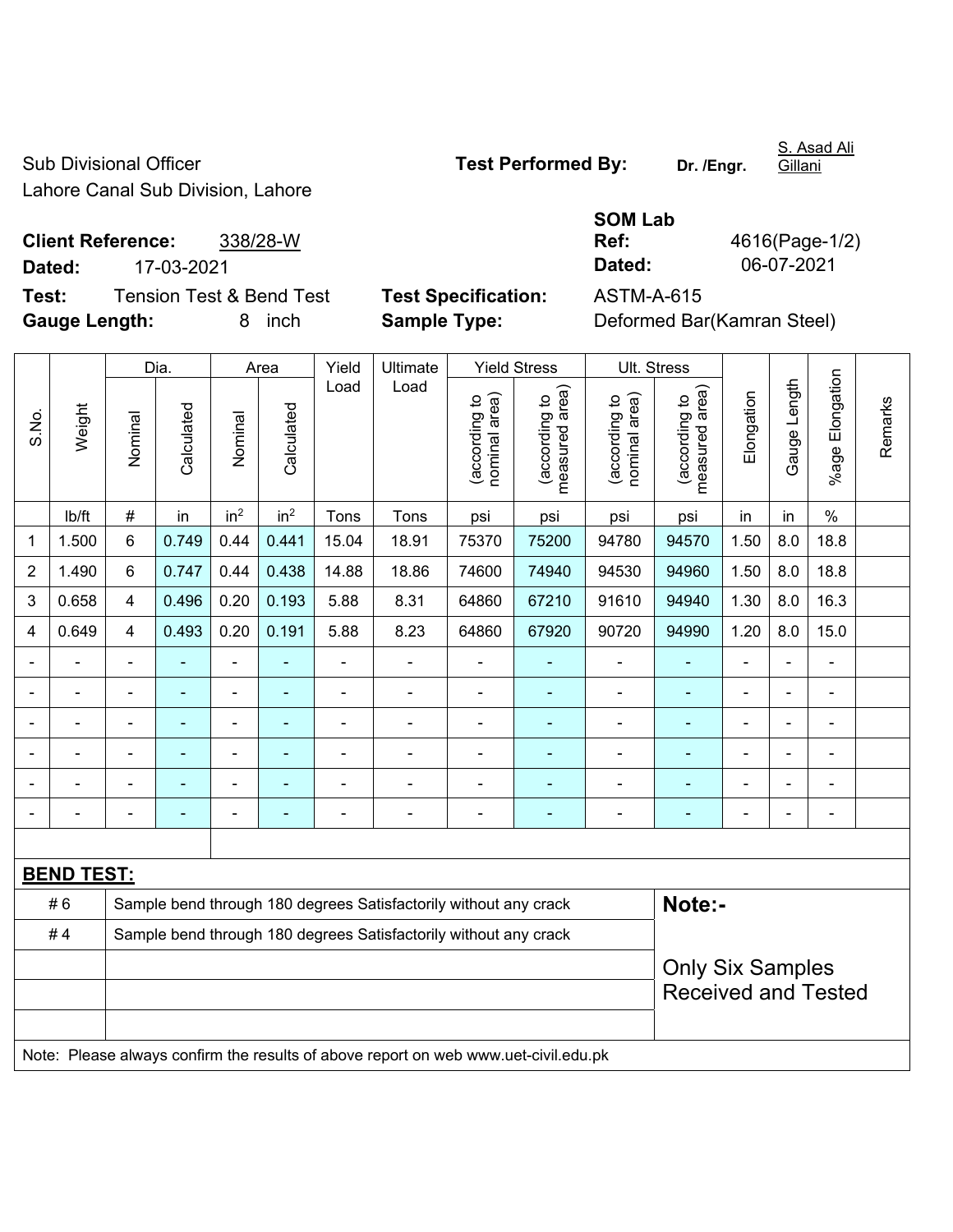Sub Divisional Officer
Lahore Canal Sub Division, Lahore

**Test Performed By:** Dr. /Engr. S. Asad Ali Gillani

**Client Reference:** 338/28-W
**Dated:** 17-03-2021

**SOM Lab Ref:** 4616(Page-1/2)
**Dated:** 06-07-2021

**Test:** Tension Test & Bend Test
**Gauge Length:** 8 inch

**Test Specification:** ASTM-A-615
**Sample Type:** Deformed Bar(Kamran Steel)

| S.No. | Weight | Dia. | | Area | | Yield Load | Ultimate Load | Yield Stress | | Ult. Stress | | Elongation | Gauge Length | %age Elongation | Remarks |
|---|---|---|---|---|---|---|---|---|---|---|---|---|---|---|---|
| | | Nominal | Calculated | Nominal | Calculated | | | (according to nominal area) | (according to measured area) | (according to nominal area) | (according to measured area) | | | | |
| | lb/ft | # | in | $in^2$ | $in^2$ | Tons | Tons | psi | psi | psi | psi | in | in | % | |
| 1 | 1.500 | 6 | 0.749 | 0.44 | 0.441 | 15.04 | 18.91 | 75370 | 75200 | 94780 | 94570 | 1.50 | 8.0 | 18.8 | |
| 2 | 1.490 | 6 | 0.747 | 0.44 | 0.438 | 14.88 | 18.86 | 74600 | 74940 | 94530 | 94960 | 1.50 | 8.0 | 18.8 | |
| 3 | 0.658 | 4 | 0.496 | 0.20 | 0.193 | 5.88 | 8.31 | 64860 | 67210 | 91610 | 94940 | 1.30 | 8.0 | 16.3 | |
| 4 | 0.649 | 4 | 0.493 | 0.20 | 0.191 | 5.88 | 8.23 | 64860 | 67920 | 90720 | 94990 | 1.20 | 8.0 | 15.0 | |
| - | - | - | - | - | - | - | - | - | - | - | - | - | - | - | |
| - | - | - | - | - | - | - | - | - | - | - | - | - | - | - | |
| - | - | - | - | - | - | - | - | - | - | - | - | - | - | - | |
| - | - | - | - | - | - | - | - | - | - | - | - | - | - | - | |
| - | - | - | - | - | - | - | - | - | - | - | - | - | - | - | |
| - | - | - | - | - | - | - | - | - | - | - | - | - | - | - | |

**BEND TEST:**

| | | |
|---|---|---|
| # 6 | Sample bend through 180 degrees Satisfactorily without any crack | **Note:-** |
| # 4 | Sample bend through 180 degrees Satisfactorily without any crack | Only Six Samples Received and Tested |

Note: Please always confirm the results of above report on web www.uet-civil.edu.pk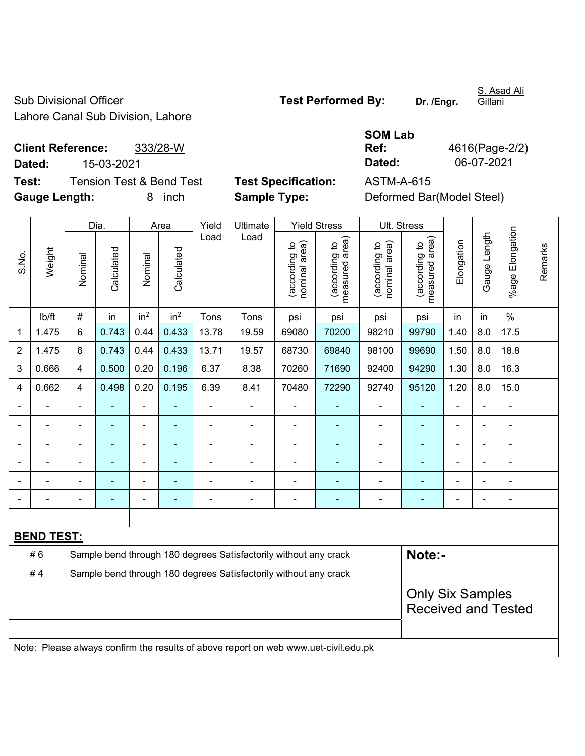Sub Divisional Officer
Lahore Canal Sub Division, Lahore

**Test Performed By:** **Dr. /Engr.** S. Asad Ali Gillani

**Client Reference:** 333/28-W
**Dated:** 15-03-2021

**SOM Lab Ref:** 4616(Page-2/2)
**Dated:** 06-07-2021

**Test:** Tension Test & Bend Test
**Gauge Length:** 8 inch

**Test Specification:** ASTM-A-615
**Sample Type:** Deformed Bar(Model Steel)

| S.No. | Weight | Dia. | | Area | | Yield Load | Ultimate Load | Yield Stress | | Ult. Stress | | Elongation | Gauge Length | %age Elongation | Remarks |
|---|---|---|---|---|---|---|---|---|---|---|---|---|---|---|---|
| | | Nominal | Calculated | Nominal | Calculated | | | (according to nominal area) | (according to measured area) | (according to nominal area) | (according to measured area) | | | | |
| | lb/ft | # | in | $in^2$ | $in^2$ | Tons | Tons | psi | psi | psi | psi | in | in | % | |
| 1 | 1.475 | 6 | 0.743 | 0.44 | 0.433 | 13.78 | 19.59 | 69080 | 70200 | 98210 | 99790 | 1.40 | 8.0 | 17.5 | |
| 2 | 1.475 | 6 | 0.743 | 0.44 | 0.433 | 13.71 | 19.57 | 68730 | 69840 | 98100 | 99690 | 1.50 | 8.0 | 18.8 | |
| 3 | 0.666 | 4 | 0.500 | 0.20 | 0.196 | 6.37 | 8.38 | 70260 | 71690 | 92400 | 94290 | 1.30 | 8.0 | 16.3 | |
| 4 | 0.662 | 4 | 0.498 | 0.20 | 0.195 | 6.39 | 8.41 | 70480 | 72290 | 92740 | 95120 | 1.20 | 8.0 | 15.0 | |
| - | - | - | - | - | - | - | - | - | - | - | - | - | - | - | |
| - | - | - | - | - | - | - | - | - | - | - | - | - | - | - | |
| - | - | - | - | - | - | - | - | - | - | - | - | - | - | - | |
| - | - | - | - | - | - | - | - | - | - | - | - | - | - | - | |
| - | - | - | - | - | - | - | - | - | - | - | - | - | - | - | |
| - | - | - | - | - | - | - | - | - | - | - | - | - | - | - | |

**BEND TEST:**

| | | |
|---|---|---|
| # 6 | Sample bend through 180 degrees Satisfactorily without any crack | **Note:-** |
| # 4 | Sample bend through 180 degrees Satisfactorily without any crack | Only Six Samples Received and Tested |

Note: Please always confirm the results of above report on web www.uet-civil.edu.pk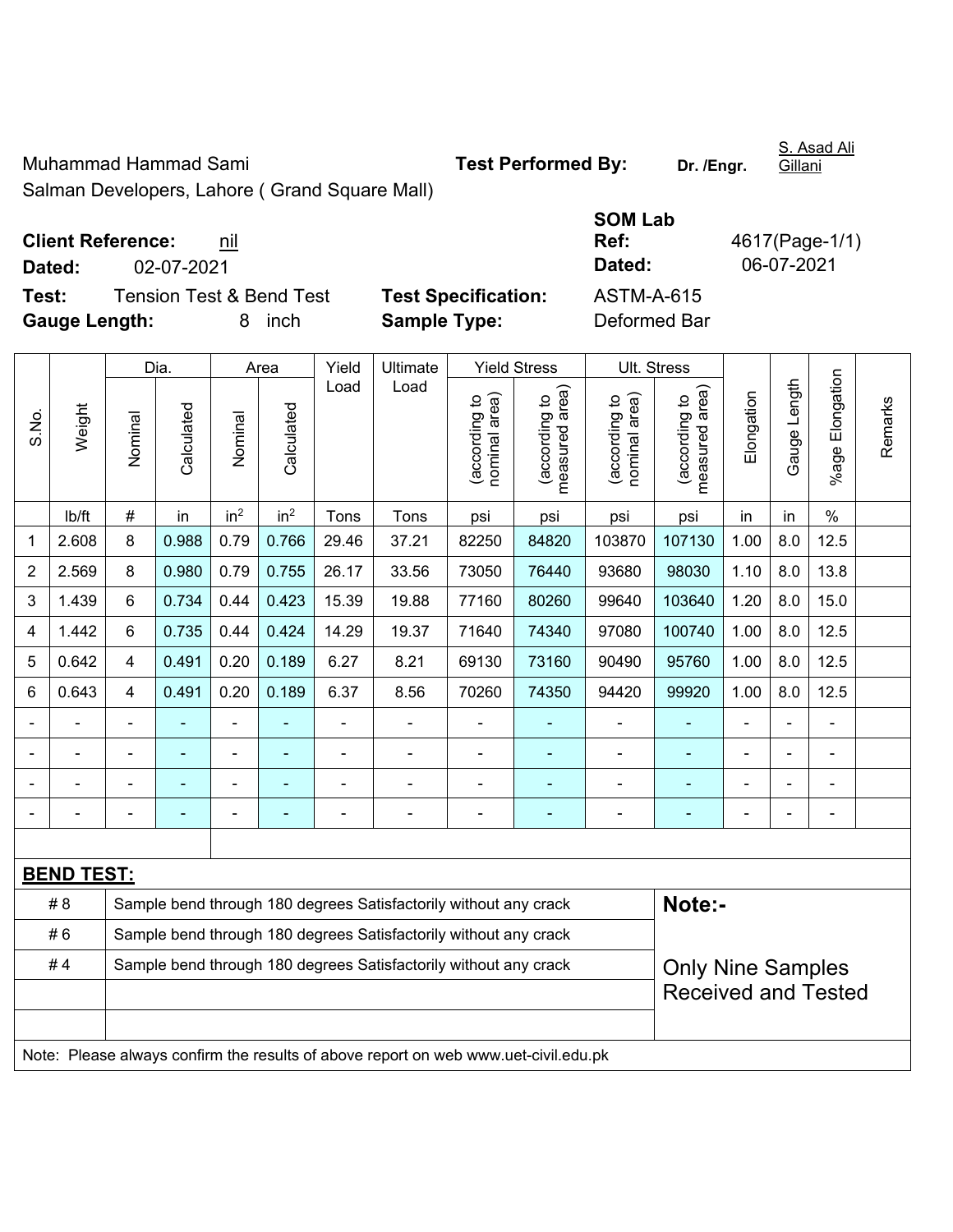Muhammad Hammad Sami

Salman Developers, Lahore ( Grand Square Mall)

**Test Performed By:** **Dr. /Engr.** S. Asad Ali Gillani

**Client Reference:** nil

**Dated:** 02-07-2021

**SOM Lab Ref:** 4617(Page-1/1)

**Dated:** 06-07-2021

**Test:** Tension Test & Bend Test

**Test Specification:** ASTM-A-615

**Gauge Length:** 8 inch

**Sample Type:** Deformed Bar

| S.No. | Weight | Dia. | | Area | | Yield Load | Ultimate Load | Yield Stress | | Ult. Stress | | Elongation | Gauge Length | %age Elongation | Remarks |
|---|---|---|---|---|---|---|---|---|---|---|---|---|---|---|---|
| | | Nominal | Calculated | Nominal | Calculated | | | (according to nominal area) | (according to measured area) | (according to nominal area) | (according to measured area) | | | | |
| | lb/ft | # | in | in² | in² | Tons | Tons | psi | psi | psi | psi | in | in | % | |
| 1 | 2.608 | 8 | 0.988 | 0.79 | 0.766 | 29.46 | 37.21 | 82250 | 84820 | 103870 | 107130 | 1.00 | 8.0 | 12.5 | |
| 2 | 2.569 | 8 | 0.980 | 0.79 | 0.755 | 26.17 | 33.56 | 73050 | 76440 | 93680 | 98030 | 1.10 | 8.0 | 13.8 | |
| 3 | 1.439 | 6 | 0.734 | 0.44 | 0.423 | 15.39 | 19.88 | 77160 | 80260 | 99640 | 103640 | 1.20 | 8.0 | 15.0 | |
| 4 | 1.442 | 6 | 0.735 | 0.44 | 0.424 | 14.29 | 19.37 | 71640 | 74340 | 97080 | 100740 | 1.00 | 8.0 | 12.5 | |
| 5 | 0.642 | 4 | 0.491 | 0.20 | 0.189 | 6.27 | 8.21 | 69130 | 73160 | 90490 | 95760 | 1.00 | 8.0 | 12.5 | |
| 6 | 0.643 | 4 | 0.491 | 0.20 | 0.189 | 6.37 | 8.56 | 70260 | 74350 | 94420 | 99920 | 1.00 | 8.0 | 12.5 | |
| - | - | - | - | - | - | - | - | - | - | - | - | - | - | - | |
| - | - | - | - | - | - | - | - | - | - | - | - | - | - | - | |
| - | - | - | - | - | - | - | - | - | - | - | - | - | - | - | |
| - | - | - | - | - | - | - | - | - | - | - | - | - | - | - | |

**BEND TEST:**

| | | |
|---|---|---|
| # 8 | Sample bend through 180 degrees Satisfactorily without any crack | **Note:-** |
| # 6 | Sample bend through 180 degrees Satisfactorily without any crack | |
| # 4 | Sample bend through 180 degrees Satisfactorily without any crack | Only Nine Samples Received and Tested |

Note: Please always confirm the results of above report on web www.uet-civil.edu.pk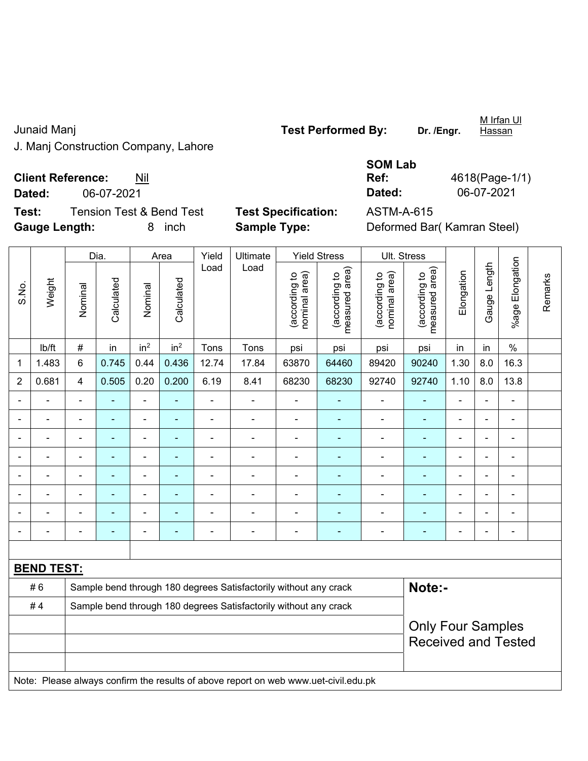Junaid Manj

J. Manj Construction Company, Lahore

**Test Performed By:** **Dr. /Engr.** M Irfan Ul Hassan

**Client Reference:** Nil

**Dated:** 06-07-2021

**SOM Lab Ref:** 4618(Page-1/1)

**Dated:** 06-07-2021

**Test:** Tension Test & Bend Test

**Gauge Length:** 8 inch

**Test Specification:** ASTM-A-615

**Sample Type:** Deformed Bar( Kamran Steel)

| S.No. | Weight | Dia. | | Area | | Yield Load | Ultimate Load | Yield Stress | | Ult. Stress | | Elongation | Gauge Length | %age Elongation | Remarks |
|---|---|---|---|---|---|---|---|---|---|---|---|---|---|---|---|
| | | Nominal | Calculated | Nominal | Calculated | | | (according to nominal area) | (according to measured area) | (according to nominal area) | (according to measured area) | | | | |
| | lb/ft | # | in | $in^2$ | $in^2$ | Tons | Tons | psi | psi | psi | psi | in | in | % | |
| 1 | 1.483 | 6 | 0.745 | 0.44 | 0.436 | 12.74 | 17.84 | 63870 | 64460 | 89420 | 90240 | 1.30 | 8.0 | 16.3 | |
| 2 | 0.681 | 4 | 0.505 | 0.20 | 0.200 | 6.19 | 8.41 | 68230 | 68230 | 92740 | 92740 | 1.10 | 8.0 | 13.8 | |
| - | - | - | - | - | - | - | - | - | - | - | - | - | - | - | |
| - | - | - | - | - | - | - | - | - | - | - | - | - | - | - | |
| - | - | - | - | - | - | - | - | - | - | - | - | - | - | - | |
| - | - | - | - | - | - | - | - | - | - | - | - | - | - | - | |
| - | - | - | - | - | - | - | - | - | - | - | - | - | - | - | |
| - | - | - | - | - | - | - | - | - | - | - | - | - | - | - | |
| - | - | - | - | - | - | - | - | - | - | - | - | - | - | - | |
| - | - | - | - | - | - | - | - | - | - | - | - | - | - | - | |

**BEND TEST:**

| | |
|---|---|
| # 6 | Sample bend through 180 degrees Satisfactorily without any crack |
| # 4 | Sample bend through 180 degrees Satisfactorily without any crack |

**Note:-**

Only Four Samples Received and Tested

Note: Please always confirm the results of above report on web www.uet-civil.edu.pk